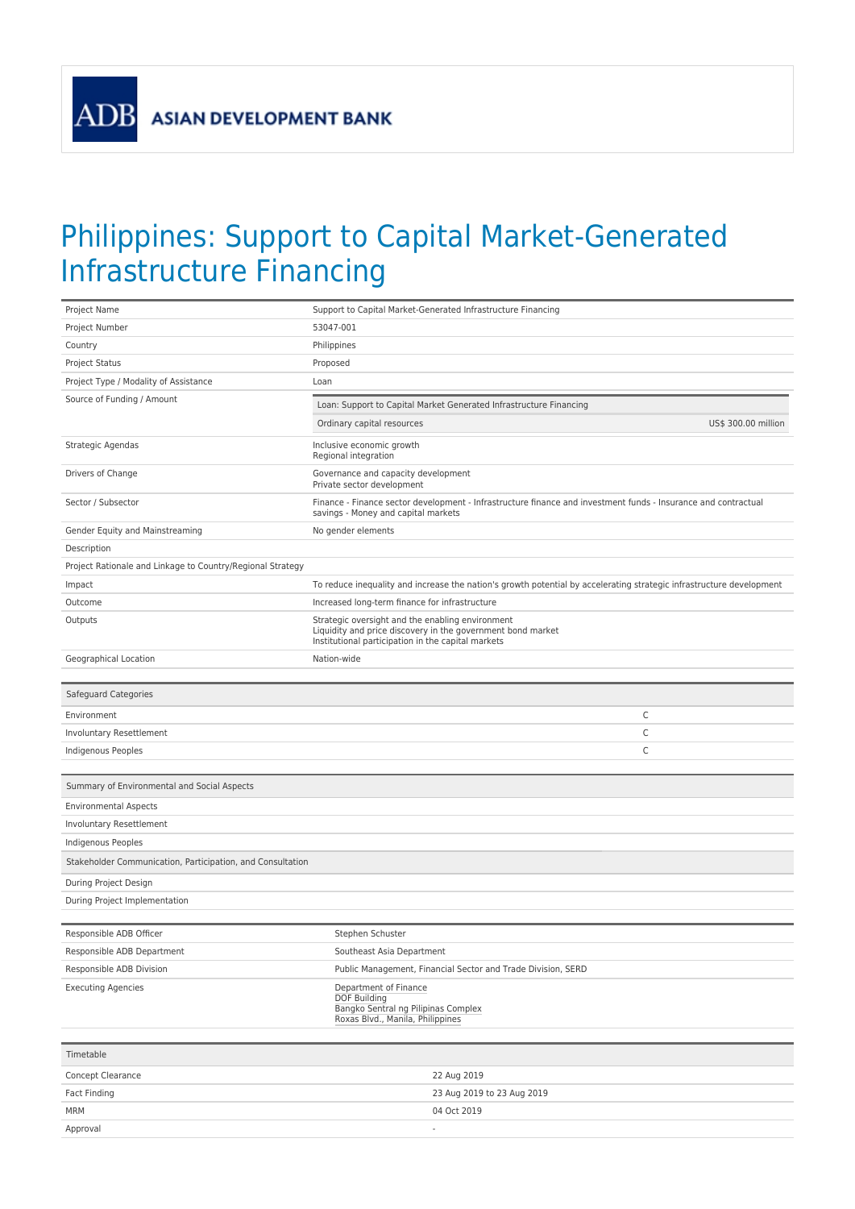ASIAN DEVELOPMENT BANK

# Philippines: Support to Capital Market-Generated Infrastructure Financing

| | |
|---|---|
| Project Name | Support to Capital Market-Generated Infrastructure Financing |
| Project Number | 53047-001 |
| Country | Philippines |
| Project Status | Proposed |
| Project Type / Modality of Assistance | Loan |
| Source of Funding / Amount | Loan: Support to Capital Market Generated Infrastructure Financing<br>Ordinary capital resources — US$ 300.00 million |
| Strategic Agendas | Inclusive economic growth<br>Regional integration |
| Drivers of Change | Governance and capacity development<br>Private sector development |
| Sector / Subsector | Finance - Finance sector development - Infrastructure finance and investment funds - Insurance and contractual savings - Money and capital markets |
| Gender Equity and Mainstreaming | No gender elements |
| Description | |
| Project Rationale and Linkage to Country/Regional Strategy | |
| Impact | To reduce inequality and increase the nation's growth potential by accelerating strategic infrastructure development |
| Outcome | Increased long-term finance for infrastructure |
| Outputs | Strategic oversight and the enabling environment<br>Liquidity and price discovery in the government bond market<br>Institutional participation in the capital markets |
| Geographical Location | Nation-wide |

| Safeguard Categories | |
|---|---|
| Environment | C |
| Involuntary Resettlement | C |
| Indigenous Peoples | C |

| Summary of Environmental and Social Aspects | |
|---|---|
| Environmental Aspects | |
| Involuntary Resettlement | |
| Indigenous Peoples | |
| **Stakeholder Communication, Participation, and Consultation** | |
| During Project Design | |
| During Project Implementation | |

| | |
|---|---|
| Responsible ADB Officer | Stephen Schuster |
| Responsible ADB Department | Southeast Asia Department |
| Responsible ADB Division | Public Management, Financial Sector and Trade Division, SERD |
| Executing Agencies | Department of Finance<br>DOF Building<br>Bangko Sentral ng Pilipinas Complex<br>Roxas Blvd., Manila, Philippines |

| Timetable | |
|---|---|
| Concept Clearance | 22 Aug 2019 |
| Fact Finding | 23 Aug 2019 to 23 Aug 2019 |
| MRM | 04 Oct 2019 |
| Approval | - |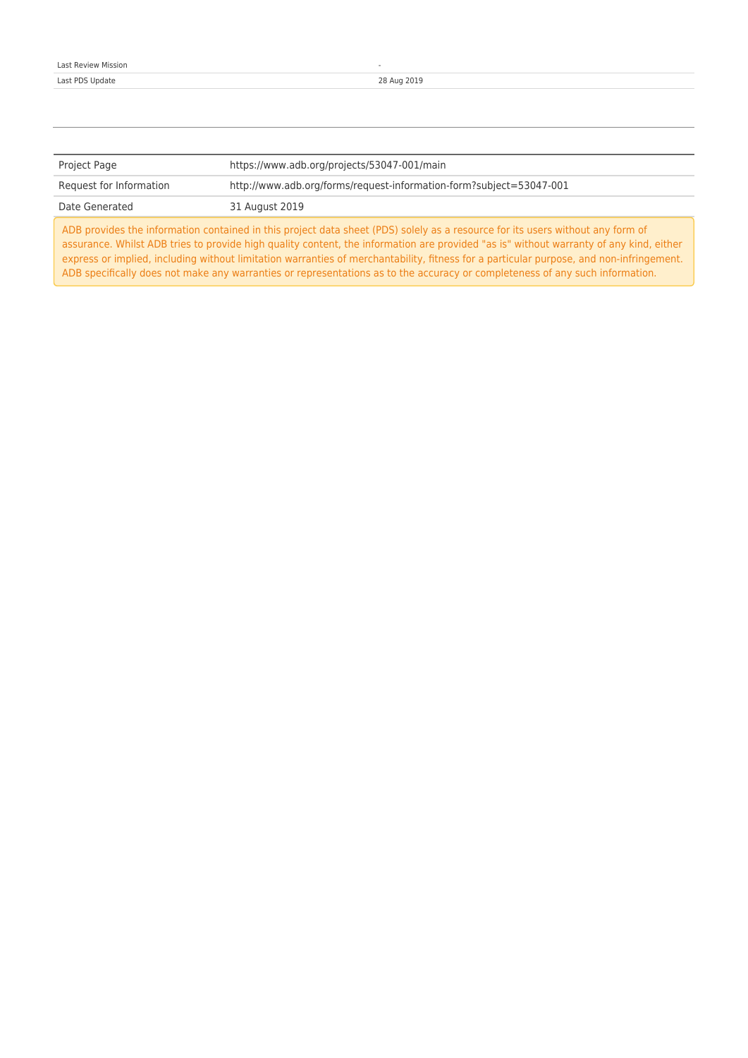| | |
|---|---|
| Last Review Mission | - |
| Last PDS Update | 28 Aug 2019 |

| | |
|---|---|
| Project Page | https://www.adb.org/projects/53047-001/main |
| Request for Information | http://www.adb.org/forms/request-information-form?subject=53047-001 |
| Date Generated | 31 August 2019 |

ADB provides the information contained in this project data sheet (PDS) solely as a resource for its users without any form of assurance. Whilst ADB tries to provide high quality content, the information are provided "as is" without warranty of any kind, either express or implied, including without limitation warranties of merchantability, fitness for a particular purpose, and non-infringement. ADB specifically does not make any warranties or representations as to the accuracy or completeness of any such information.